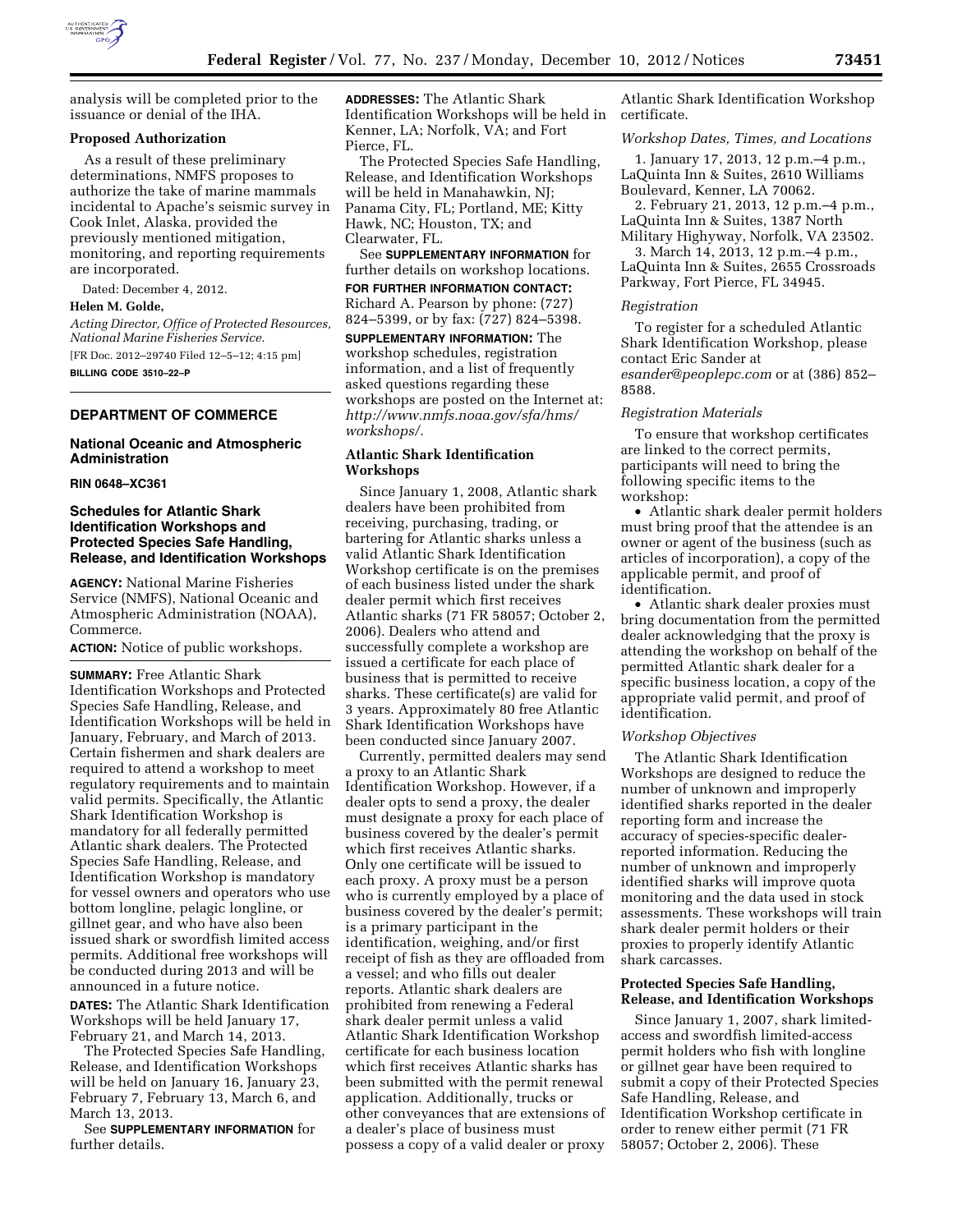analysis will be completed prior to the issuance or denial of the IHA.

**Proposed Authorization**

As a result of these preliminary determinations, NMFS proposes to authorize the take of marine mammals incidental to Apache's seismic survey in Cook Inlet, Alaska, provided the previously mentioned mitigation, monitoring, and reporting requirements are incorporated.

Dated: December 4, 2012.

**Helen M. Golde,**

*Acting Director, Office of Protected Resources, National Marine Fisheries Service.*

[FR Doc. 2012–29740 Filed 12–5–12; 4:15 pm]

**BILLING CODE 3510–22–P**

## DEPARTMENT OF COMMERCE

### National Oceanic and Atmospheric Administration

**RIN 0648–XC361**

### Schedules for Atlantic Shark Identification Workshops and Protected Species Safe Handling, Release, and Identification Workshops

**AGENCY:** National Marine Fisheries Service (NMFS), National Oceanic and Atmospheric Administration (NOAA), Commerce.

**ACTION:** Notice of public workshops.

**SUMMARY:** Free Atlantic Shark Identification Workshops and Protected Species Safe Handling, Release, and Identification Workshops will be held in January, February, and March of 2013. Certain fishermen and shark dealers are required to attend a workshop to meet regulatory requirements and to maintain valid permits. Specifically, the Atlantic Shark Identification Workshop is mandatory for all federally permitted Atlantic shark dealers. The Protected Species Safe Handling, Release, and Identification Workshop is mandatory for vessel owners and operators who use bottom longline, pelagic longline, or gillnet gear, and who have also been issued shark or swordfish limited access permits. Additional free workshops will be conducted during 2013 and will be announced in a future notice.

**DATES:** The Atlantic Shark Identification Workshops will be held January 17, February 21, and March 14, 2013.

The Protected Species Safe Handling, Release, and Identification Workshops will be held on January 16, January 23, February 7, February 13, March 6, and March 13, 2013.

See **SUPPLEMENTARY INFORMATION** for further details.

**ADDRESSES:** The Atlantic Shark Identification Workshops will be held in Kenner, LA; Norfolk, VA; and Fort Pierce, FL.

The Protected Species Safe Handling, Release, and Identification Workshops will be held in Manahawkin, NJ; Panama City, FL; Portland, ME; Kitty Hawk, NC; Houston, TX; and Clearwater, FL.

See **SUPPLEMENTARY INFORMATION** for further details on workshop locations.

**FOR FURTHER INFORMATION CONTACT:** Richard A. Pearson by phone: (727) 824–5399, or by fax: (727) 824–5398.

**SUPPLEMENTARY INFORMATION:** The workshop schedules, registration information, and a list of frequently asked questions regarding these workshops are posted on the Internet at: *http://www.nmfs.noaa.gov/sfa/hms/workshops/.*

### Atlantic Shark Identification Workshops

Since January 1, 2008, Atlantic shark dealers have been prohibited from receiving, purchasing, trading, or bartering for Atlantic sharks unless a valid Atlantic Shark Identification Workshop certificate is on the premises of each business listed under the shark dealer permit which first receives Atlantic sharks (71 FR 58057; October 2, 2006). Dealers who attend and successfully complete a workshop are issued a certificate for each place of business that is permitted to receive sharks. These certificate(s) are valid for 3 years. Approximately 80 free Atlantic Shark Identification Workshops have been conducted since January 2007.

Currently, permitted dealers may send a proxy to an Atlantic Shark Identification Workshop. However, if a dealer opts to send a proxy, the dealer must designate a proxy for each place of business covered by the dealer's permit which first receives Atlantic sharks. Only one certificate will be issued to each proxy. A proxy must be a person who is currently employed by a place of business covered by the dealer's permit; is a primary participant in the identification, weighing, and/or first receipt of fish as they are offloaded from a vessel; and who fills out dealer reports. Atlantic shark dealers are prohibited from renewing a Federal shark dealer permit unless a valid Atlantic Shark Identification Workshop certificate for each business location which first receives Atlantic sharks has been submitted with the permit renewal application. Additionally, trucks or other conveyances that are extensions of a dealer's place of business must possess a copy of a valid dealer or proxy Atlantic Shark Identification Workshop certificate.

*Workshop Dates, Times, and Locations*

1. January 17, 2013, 12 p.m.–4 p.m., LaQuinta Inn & Suites, 2610 Williams Boulevard, Kenner, LA 70062.
2. February 21, 2013, 12 p.m.–4 p.m., LaQuinta Inn & Suites, 1387 North Military Highyway, Norfolk, VA 23502.
3. March 14, 2013, 12 p.m.–4 p.m., LaQuinta Inn & Suites, 2655 Crossroads Parkway, Fort Pierce, FL 34945.

*Registration*

To register for a scheduled Atlantic Shark Identification Workshop, please contact Eric Sander at *esander@peoplepc.com* or at (386) 852–8588.

*Registration Materials*

To ensure that workshop certificates are linked to the correct permits, participants will need to bring the following specific items to the workshop:

- Atlantic shark dealer permit holders must bring proof that the attendee is an owner or agent of the business (such as articles of incorporation), a copy of the applicable permit, and proof of identification.
- Atlantic shark dealer proxies must bring documentation from the permitted dealer acknowledging that the proxy is attending the workshop on behalf of the permitted Atlantic shark dealer for a specific business location, a copy of the appropriate valid permit, and proof of identification.

*Workshop Objectives*

The Atlantic Shark Identification Workshops are designed to reduce the number of unknown and improperly identified sharks reported in the dealer reporting form and increase the accuracy of species-specific dealer-reported information. Reducing the number of unknown and improperly identified sharks will improve quota monitoring and the data used in stock assessments. These workshops will train shark dealer permit holders or their proxies to properly identify Atlantic shark carcasses.

### Protected Species Safe Handling, Release, and Identification Workshops

Since January 1, 2007, shark limited-access and swordfish limited-access permit holders who fish with longline or gillnet gear have been required to submit a copy of their Protected Species Safe Handling, Release, and Identification Workshop certificate in order to renew either permit (71 FR 58057; October 2, 2006). These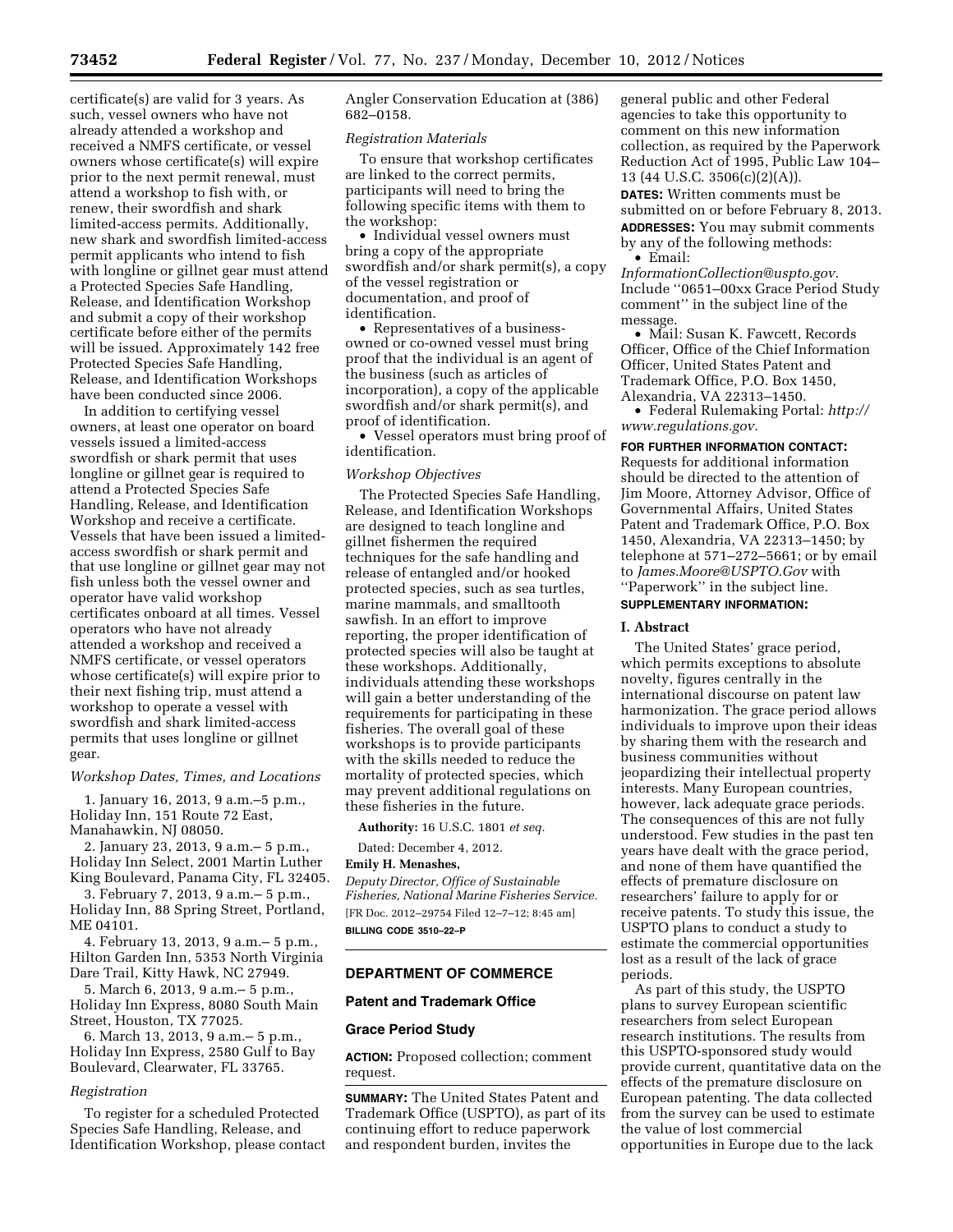certificate(s) are valid for 3 years. As such, vessel owners who have not already attended a workshop and received a NMFS certificate, or vessel owners whose certificate(s) will expire prior to the next permit renewal, must attend a workshop to fish with, or renew, their swordfish and shark limited-access permits. Additionally, new shark and swordfish limited-access permit applicants who intend to fish with longline or gillnet gear must attend a Protected Species Safe Handling, Release, and Identification Workshop and submit a copy of their workshop certificate before either of the permits will be issued. Approximately 142 free Protected Species Safe Handling, Release, and Identification Workshops have been conducted since 2006.

In addition to certifying vessel owners, at least one operator on board vessels issued a limited-access swordfish or shark permit that uses longline or gillnet gear is required to attend a Protected Species Safe Handling, Release, and Identification Workshop and receive a certificate. Vessels that have been issued a limited-access swordfish or shark permit and that use longline or gillnet gear may not fish unless both the vessel owner and operator have valid workshop certificates onboard at all times. Vessel operators who have not already attended a workshop and received a NMFS certificate, or vessel operators whose certificate(s) will expire prior to their next fishing trip, must attend a workshop to operate a vessel with swordfish and shark limited-access permits that uses longline or gillnet gear.

*Workshop Dates, Times, and Locations*

1. January 16, 2013, 9 a.m.–5 p.m., Holiday Inn, 151 Route 72 East, Manahawkin, NJ 08050.
2. January 23, 2013, 9 a.m.– 5 p.m., Holiday Inn Select, 2001 Martin Luther King Boulevard, Panama City, FL 32405.
3. February 7, 2013, 9 a.m.– 5 p.m., Holiday Inn, 88 Spring Street, Portland, ME 04101.
4. February 13, 2013, 9 a.m.– 5 p.m., Hilton Garden Inn, 5353 North Virginia Dare Trail, Kitty Hawk, NC 27949.
5. March 6, 2013, 9 a.m.– 5 p.m., Holiday Inn Express, 8080 South Main Street, Houston, TX 77025.
6. March 13, 2013, 9 a.m.– 5 p.m., Holiday Inn Express, 2580 Gulf to Bay Boulevard, Clearwater, FL 33765.

*Registration*

To register for a scheduled Protected Species Safe Handling, Release, and Identification Workshop, please contact Angler Conservation Education at (386) 682–0158.

*Registration Materials*

To ensure that workshop certificates are linked to the correct permits, participants will need to bring the following specific items with them to the workshop:

- Individual vessel owners must bring a copy of the appropriate swordfish and/or shark permit(s), a copy of the vessel registration or documentation, and proof of identification.
- Representatives of a business-owned or co-owned vessel must bring proof that the individual is an agent of the business (such as articles of incorporation), a copy of the applicable swordfish and/or shark permit(s), and proof of identification.
- Vessel operators must bring proof of identification.

*Workshop Objectives*

The Protected Species Safe Handling, Release, and Identification Workshops are designed to teach longline and gillnet fishermen the required techniques for the safe handling and release of entangled and/or hooked protected species, such as sea turtles, marine mammals, and smalltooth sawfish. In an effort to improve reporting, the proper identification of protected species will also be taught at these workshops. Additionally, individuals attending these workshops will gain a better understanding of the requirements for participating in these fisheries. The overall goal of these workshops is to provide participants with the skills needed to reduce the mortality of protected species, which may prevent additional regulations on these fisheries in the future.

**Authority:** 16 U.S.C. 1801 *et seq.*

Dated: December 4, 2012.

**Emily H. Menashes,**

*Deputy Director, Office of Sustainable Fisheries, National Marine Fisheries Service.*

[FR Doc. 2012–29754 Filed 12–7–12; 8:45 am]

**BILLING CODE 3510–22–P**

## DEPARTMENT OF COMMERCE

### Patent and Trademark Office

### Grace Period Study

**ACTION:** Proposed collection; comment request.

**SUMMARY:** The United States Patent and Trademark Office (USPTO), as part of its continuing effort to reduce paperwork and respondent burden, invites the general public and other Federal agencies to take this opportunity to comment on this new information collection, as required by the Paperwork Reduction Act of 1995, Public Law 104–13 (44 U.S.C. 3506(c)(2)(A)).

**DATES:** Written comments must be submitted on or before February 8, 2013.

**ADDRESSES:** You may submit comments by any of the following methods:

- Email: *InformationCollection@uspto.gov*. Include ''0651–00xx Grace Period Study comment'' in the subject line of the message.
- Mail: Susan K. Fawcett, Records Officer, Office of the Chief Information Officer, United States Patent and Trademark Office, P.O. Box 1450, Alexandria, VA 22313–1450.
- Federal Rulemaking Portal: *http://www.regulations.gov*.

**FOR FURTHER INFORMATION CONTACT:** Requests for additional information should be directed to the attention of Jim Moore, Attorney Advisor, Office of Governmental Affairs, United States Patent and Trademark Office, P.O. Box 1450, Alexandria, VA 22313–1450; by telephone at 571–272–5661; or by email to *James.Moore@USPTO.Gov* with ''Paperwork'' in the subject line.

**SUPPLEMENTARY INFORMATION:**

**I. Abstract**

The United States' grace period, which permits exceptions to absolute novelty, figures centrally in the international discourse on patent law harmonization. The grace period allows individuals to improve upon their ideas by sharing them with the research and business communities without jeopardizing their intellectual property interests. Many European countries, however, lack adequate grace periods. The consequences of this are not fully understood. Few studies in the past ten years have dealt with the grace period, and none of them have quantified the effects of premature disclosure on researchers' failure to apply for or receive patents. To study this issue, the USPTO plans to conduct a study to estimate the commercial opportunities lost as a result of the lack of grace periods.

As part of this study, the USPTO plans to survey European scientific researchers from select European research institutions. The results from this USPTO-sponsored study would provide current, quantitative data on the effects of the premature disclosure on European patenting. The data collected from the survey can be used to estimate the value of lost commercial opportunities in Europe due to the lack